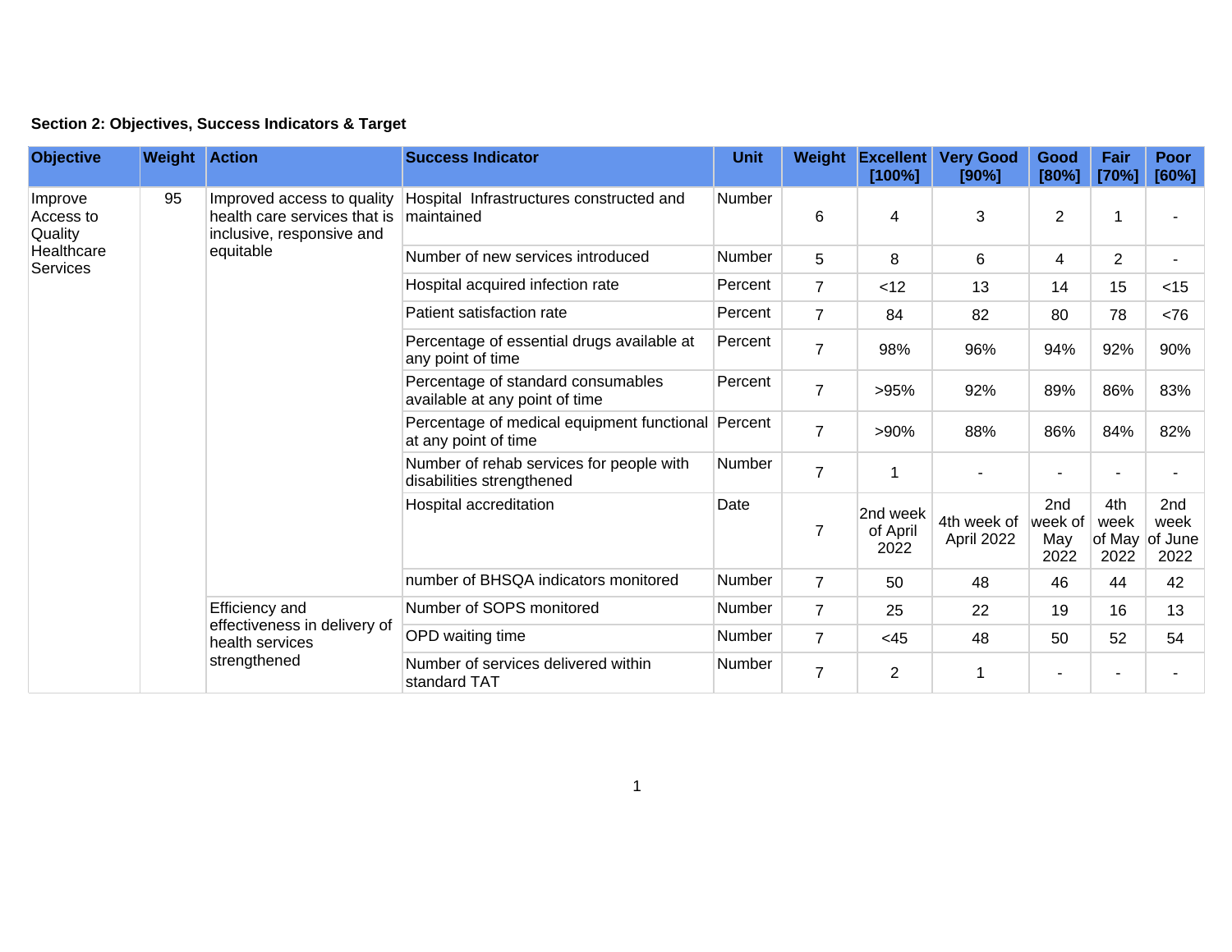**Section 2: Objectives, Success Indicators & Target**

| Objective | Weight | Action | Success Indicator | Unit | Weight | Excellent [100%] | Very Good [90%] | Good [80%] | Fair [70%] | Poor [60%] |
|---|---|---|---|---|---|---|---|---|---|---|
| Improve Access to Quality Healthcare Services | 95 | Improved access to quality health care services that is inclusive, responsive and equitable | Hospital Infrastructures constructed and maintained | Number | 6 | 4 | 3 | 2 | 1 | - |
| | | | Number of new services introduced | Number | 5 | 8 | 6 | 4 | 2 | - |
| | | | Hospital acquired infection rate | Percent | 7 | <12 | 13 | 14 | 15 | <15 |
| | | | Patient satisfaction rate | Percent | 7 | 84 | 82 | 80 | 78 | <76 |
| | | | Percentage of essential drugs available at any point of time | Percent | 7 | 98% | 96% | 94% | 92% | 90% |
| | | | Percentage of standard consumables available at any point of time | Percent | 7 | >95% | 92% | 89% | 86% | 83% |
| | | | Percentage of medical equipment functional at any point of time | Percent | 7 | >90% | 88% | 86% | 84% | 82% |
| | | | Number of rehab services for people with disabilities strengthened | Number | 7 | 1 | - | - | - | - |
| | | | Hospital accreditation | Date | 7 | 2nd week of April 2022 | 4th week of April 2022 | 2nd week of May 2022 | 4th week of May 2022 | 2nd week of June 2022 |
| | | | number of BHSQA indicators monitored | Number | 7 | 50 | 48 | 46 | 44 | 42 |
| | | Efficiency and effectiveness in delivery of health services strengthened | Number of SOPS monitored | Number | 7 | 25 | 22 | 19 | 16 | 13 |
| | | | OPD waiting time | Number | 7 | <45 | 48 | 50 | 52 | 54 |
| | | | Number of services delivered within standard TAT | Number | 7 | 2 | 1 | - | - | - |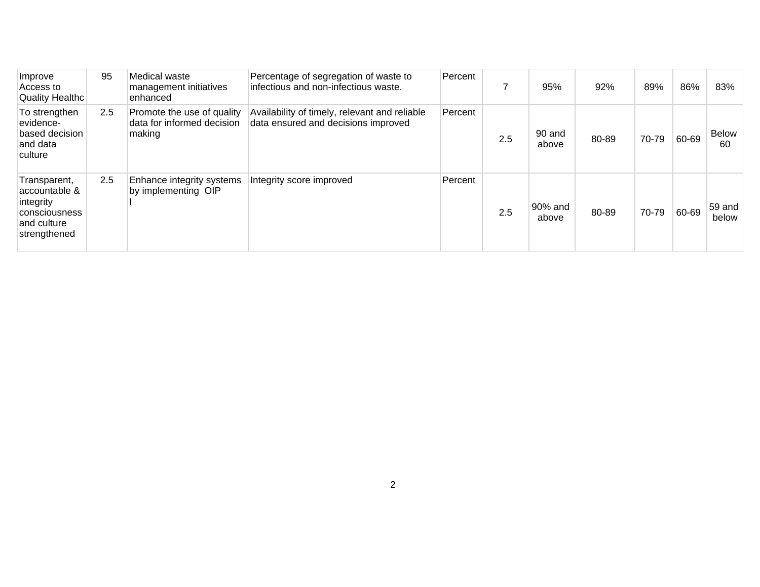| | | | | | | | | | | |
|---|---|---|---|---|---|---|---|---|---|---|
| Improve Access to Quality Healthc | 95 | Medical waste management initiatives enhanced | Percentage of segregation of waste to infectious and non-infectious waste. | Percent | 7 | 95% | 92% | 89% | 86% | 83% |
| To strengthen evidence-based decision and data culture | 2.5 | Promote the use of quality data for informed decision making | Availability of timely, relevant and reliable data ensured and decisions improved | Percent | 2.5 | 90 and above | 80-89 | 70-79 | 60-69 | Below 60 |
| Transparent, accountable & integrity consciousness and culture strengthened | 2.5 | Enhance integrity systems by implementing OIP I | Integrity score improved | Percent | 2.5 | 90% and above | 80-89 | 70-79 | 60-69 | 59 and below |